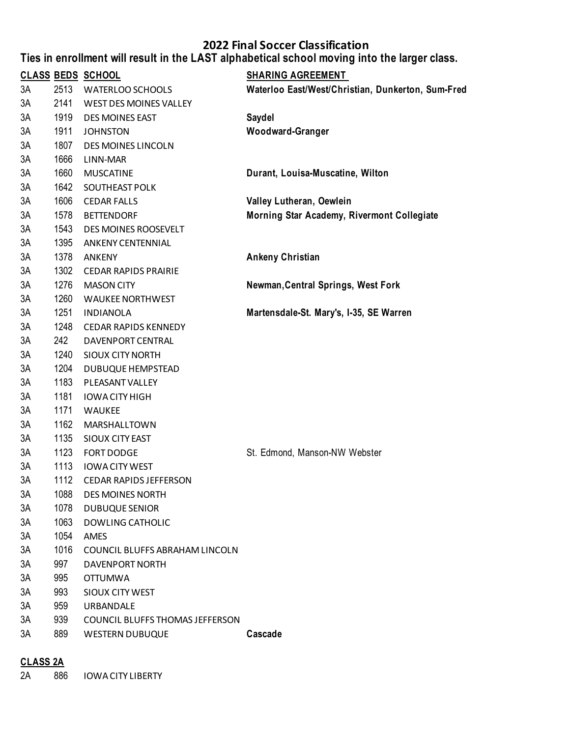# 2022 Final Soccer Classification

**Ties in enrollment will result in the LAST alphabetical school moving into the larger class.**

| CLASS | BEDS | SCHOOL | SHARING AGREEMENT |
|---|---|---|---|
| 3A | 2513 | WATERLOO SCHOOLS | **Waterloo East/West/Christian, Dunkerton, Sum-Fred** |
| 3A | 2141 | WEST DES MOINES VALLEY | |
| 3A | 1919 | DES MOINES EAST | **Saydel** |
| 3A | 1911 | JOHNSTON | **Woodward-Granger** |
| 3A | 1807 | DES MOINES LINCOLN | |
| 3A | 1666 | LINN-MAR | |
| 3A | 1660 | MUSCATINE | **Durant, Louisa-Muscatine, Wilton** |
| 3A | 1642 | SOUTHEAST POLK | |
| 3A | 1606 | CEDAR FALLS | **Valley Lutheran, Oewlein** |
| 3A | 1578 | BETTENDORF | **Morning Star Academy, Rivermont Collegiate** |
| 3A | 1543 | DES MOINES ROOSEVELT | |
| 3A | 1395 | ANKENY CENTENNIAL | |
| 3A | 1378 | ANKENY | **Ankeny Christian** |
| 3A | 1302 | CEDAR RAPIDS PRAIRIE | |
| 3A | 1276 | MASON CITY | **Newman,Central Springs, West Fork** |
| 3A | 1260 | WAUKEE NORTHWEST | |
| 3A | 1251 | INDIANOLA | **Martensdale-St. Mary's, I-35, SE Warren** |
| 3A | 1248 | CEDAR RAPIDS KENNEDY | |
| 3A | 242 | DAVENPORT CENTRAL | |
| 3A | 1240 | SIOUX CITY NORTH | |
| 3A | 1204 | DUBUQUE HEMPSTEAD | |
| 3A | 1183 | PLEASANT VALLEY | |
| 3A | 1181 | IOWA CITY HIGH | |
| 3A | 1171 | WAUKEE | |
| 3A | 1162 | MARSHALLTOWN | |
| 3A | 1135 | SIOUX CITY EAST | |
| 3A | 1123 | FORT DODGE | St. Edmond, Manson-NW Webster |
| 3A | 1113 | IOWA CITY WEST | |
| 3A | 1112 | CEDAR RAPIDS JEFFERSON | |
| 3A | 1088 | DES MOINES NORTH | |
| 3A | 1078 | DUBUQUE SENIOR | |
| 3A | 1063 | DOWLING CATHOLIC | |
| 3A | 1054 | AMES | |
| 3A | 1016 | COUNCIL BLUFFS ABRAHAM LINCOLN | |
| 3A | 997 | DAVENPORT NORTH | |
| 3A | 995 | OTTUMWA | |
| 3A | 993 | SIOUX CITY WEST | |
| 3A | 959 | URBANDALE | |
| 3A | 939 | COUNCIL BLUFFS THOMAS JEFFERSON | |
| 3A | 889 | WESTERN DUBUQUE | **Cascade** |

**CLASS 2A**

| CLASS | BEDS | SCHOOL | SHARING AGREEMENT |
|---|---|---|---|
| 2A | 886 | IOWA CITY LIBERTY | |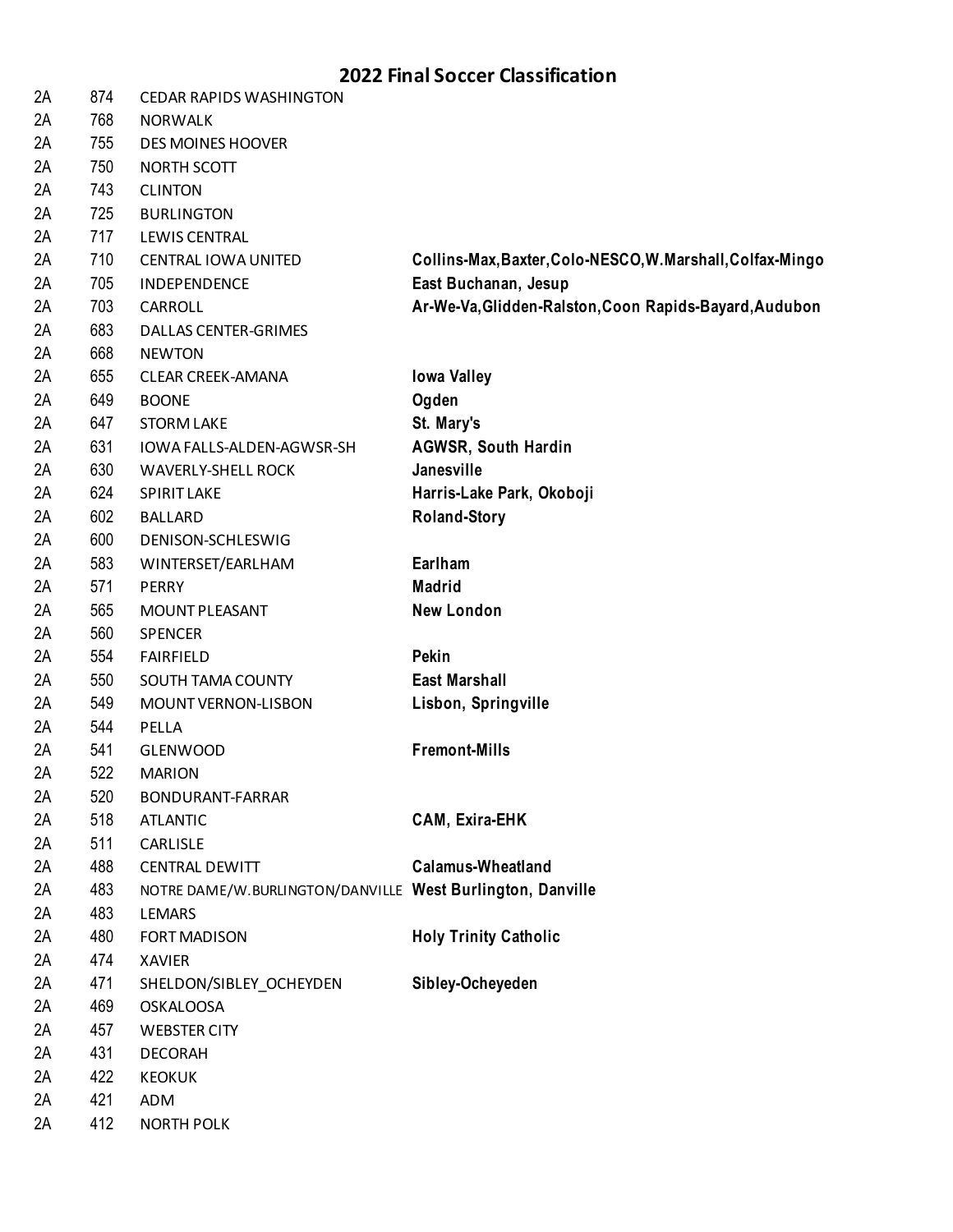## 2022 Final Soccer Classification

| | | | |
|---|---|---|---|
| 2A | 874 | CEDAR RAPIDS WASHINGTON | |
| 2A | 768 | NORWALK | |
| 2A | 755 | DES MOINES HOOVER | |
| 2A | 750 | NORTH SCOTT | |
| 2A | 743 | CLINTON | |
| 2A | 725 | BURLINGTON | |
| 2A | 717 | LEWIS CENTRAL | |
| 2A | 710 | CENTRAL IOWA UNITED | **Collins-Max,Baxter,Colo-NESCO,W.Marshall,Colfax-Mingo** |
| 2A | 705 | INDEPENDENCE | **East Buchanan, Jesup** |
| 2A | 703 | CARROLL | **Ar-We-Va,Glidden-Ralston,Coon Rapids-Bayard,Audubon** |
| 2A | 683 | DALLAS CENTER-GRIMES | |
| 2A | 668 | NEWTON | |
| 2A | 655 | CLEAR CREEK-AMANA | **Iowa Valley** |
| 2A | 649 | BOONE | **Ogden** |
| 2A | 647 | STORM LAKE | **St. Mary's** |
| 2A | 631 | IOWA FALLS-ALDEN-AGWSR-SH | **AGWSR, South Hardin** |
| 2A | 630 | WAVERLY-SHELL ROCK | **Janesville** |
| 2A | 624 | SPIRIT LAKE | **Harris-Lake Park, Okoboji** |
| 2A | 602 | BALLARD | **Roland-Story** |
| 2A | 600 | DENISON-SCHLESWIG | |
| 2A | 583 | WINTERSET/EARLHAM | **Earlham** |
| 2A | 571 | PERRY | **Madrid** |
| 2A | 565 | MOUNT PLEASANT | **New London** |
| 2A | 560 | SPENCER | |
| 2A | 554 | FAIRFIELD | **Pekin** |
| 2A | 550 | SOUTH TAMA COUNTY | **East Marshall** |
| 2A | 549 | MOUNT VERNON-LISBON | **Lisbon, Springville** |
| 2A | 544 | PELLA | |
| 2A | 541 | GLENWOOD | **Fremont-Mills** |
| 2A | 522 | MARION | |
| 2A | 520 | BONDURANT-FARRAR | |
| 2A | 518 | ATLANTIC | **CAM, Exira-EHK** |
| 2A | 511 | CARLISLE | |
| 2A | 488 | CENTRAL DEWITT | **Calamus-Wheatland** |
| 2A | 483 | NOTRE DAME/W.BURLINGTON/DANVILLE | **West Burlington, Danville** |
| 2A | 483 | LEMARS | |
| 2A | 480 | FORT MADISON | **Holy Trinity Catholic** |
| 2A | 474 | XAVIER | |
| 2A | 471 | SHELDON/SIBLEY_OCHEYDEN | **Sibley-Ocheyeden** |
| 2A | 469 | OSKALOOSA | |
| 2A | 457 | WEBSTER CITY | |
| 2A | 431 | DECORAH | |
| 2A | 422 | KEOKUK | |
| 2A | 421 | ADM | |
| 2A | 412 | NORTH POLK | |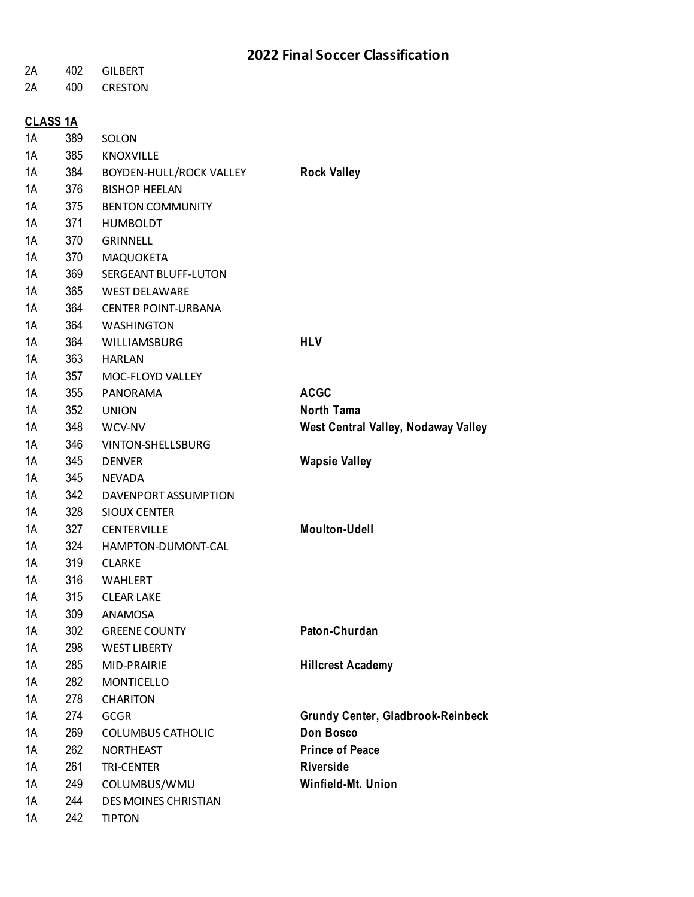# 2022 Final Soccer Classification

| | | | |
|---|---|---|---|
| 2A | 402 | GILBERT | |
| 2A | 400 | CRESTON | |

**CLASS 1A**

| | | | |
|---|---|---|---|
| 1A | 389 | SOLON | |
| 1A | 385 | KNOXVILLE | |
| 1A | 384 | BOYDEN-HULL/ROCK VALLEY | **Rock Valley** |
| 1A | 376 | BISHOP HEELAN | |
| 1A | 375 | BENTON COMMUNITY | |
| 1A | 371 | HUMBOLDT | |
| 1A | 370 | GRINNELL | |
| 1A | 370 | MAQUOKETA | |
| 1A | 369 | SERGEANT BLUFF-LUTON | |
| 1A | 365 | WEST DELAWARE | |
| 1A | 364 | CENTER POINT-URBANA | |
| 1A | 364 | WASHINGTON | |
| 1A | 364 | WILLIAMSBURG | **HLV** |
| 1A | 363 | HARLAN | |
| 1A | 357 | MOC-FLOYD VALLEY | |
| 1A | 355 | PANORAMA | **ACGC** |
| 1A | 352 | UNION | **North Tama** |
| 1A | 348 | WCV-NV | **West Central Valley, Nodaway Valley** |
| 1A | 346 | VINTON-SHELLSBURG | |
| 1A | 345 | DENVER | **Wapsie Valley** |
| 1A | 345 | NEVADA | |
| 1A | 342 | DAVENPORT ASSUMPTION | |
| 1A | 328 | SIOUX CENTER | |
| 1A | 327 | CENTERVILLE | **Moulton-Udell** |
| 1A | 324 | HAMPTON-DUMONT-CAL | |
| 1A | 319 | CLARKE | |
| 1A | 316 | WAHLERT | |
| 1A | 315 | CLEAR LAKE | |
| 1A | 309 | ANAMOSA | |
| 1A | 302 | GREENE COUNTY | **Paton-Churdan** |
| 1A | 298 | WEST LIBERTY | |
| 1A | 285 | MID-PRAIRIE | **Hillcrest Academy** |
| 1A | 282 | MONTICELLO | |
| 1A | 278 | CHARITON | |
| 1A | 274 | GCGR | **Grundy Center, Gladbrook-Reinbeck** |
| 1A | 269 | COLUMBUS CATHOLIC | **Don Bosco** |
| 1A | 262 | NORTHEAST | **Prince of Peace** |
| 1A | 261 | TRI-CENTER | **Riverside** |
| 1A | 249 | COLUMBUS/WMU | **Winfield-Mt. Union** |
| 1A | 244 | DES MOINES CHRISTIAN | |
| 1A | 242 | TIPTON | |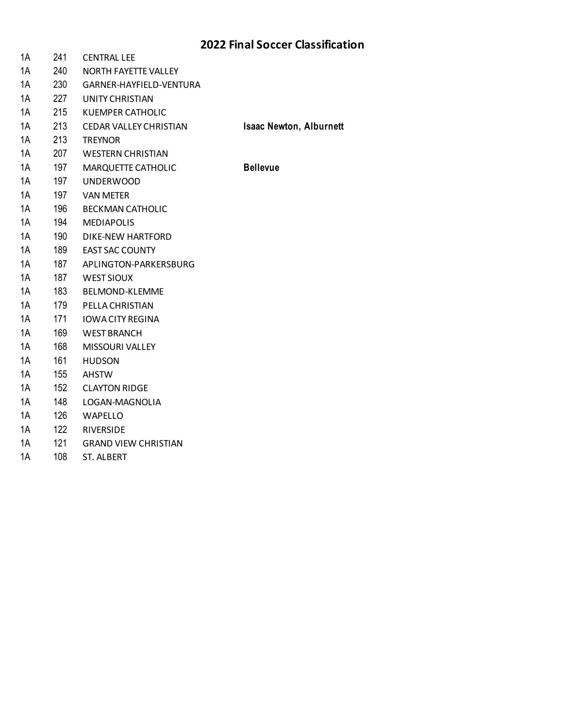# 2022 Final Soccer Classification

| | | | |
|---|---|---|---|
| 1A | 241 | CENTRAL LEE | |
| 1A | 240 | NORTH FAYETTE VALLEY | |
| 1A | 230 | GARNER-HAYFIELD-VENTURA | |
| 1A | 227 | UNITY CHRISTIAN | |
| 1A | 215 | KUEMPER CATHOLIC | |
| 1A | 213 | CEDAR VALLEY CHRISTIAN | **Isaac Newton, Alburnett** |
| 1A | 213 | TREYNOR | |
| 1A | 207 | WESTERN CHRISTIAN | |
| 1A | 197 | MARQUETTE CATHOLIC | **Bellevue** |
| 1A | 197 | UNDERWOOD | |
| 1A | 197 | VAN METER | |
| 1A | 196 | BECKMAN CATHOLIC | |
| 1A | 194 | MEDIAPOLIS | |
| 1A | 190 | DIKE-NEW HARTFORD | |
| 1A | 189 | EAST SAC COUNTY | |
| 1A | 187 | APLINGTON-PARKERSBURG | |
| 1A | 187 | WEST SIOUX | |
| 1A | 183 | BELMOND-KLEMME | |
| 1A | 179 | PELLA CHRISTIAN | |
| 1A | 171 | IOWA CITY REGINA | |
| 1A | 169 | WEST BRANCH | |
| 1A | 168 | MISSOURI VALLEY | |
| 1A | 161 | HUDSON | |
| 1A | 155 | AHSTW | |
| 1A | 152 | CLAYTON RIDGE | |
| 1A | 148 | LOGAN-MAGNOLIA | |
| 1A | 126 | WAPELLO | |
| 1A | 122 | RIVERSIDE | |
| 1A | 121 | GRAND VIEW CHRISTIAN | |
| 1A | 108 | ST. ALBERT | |